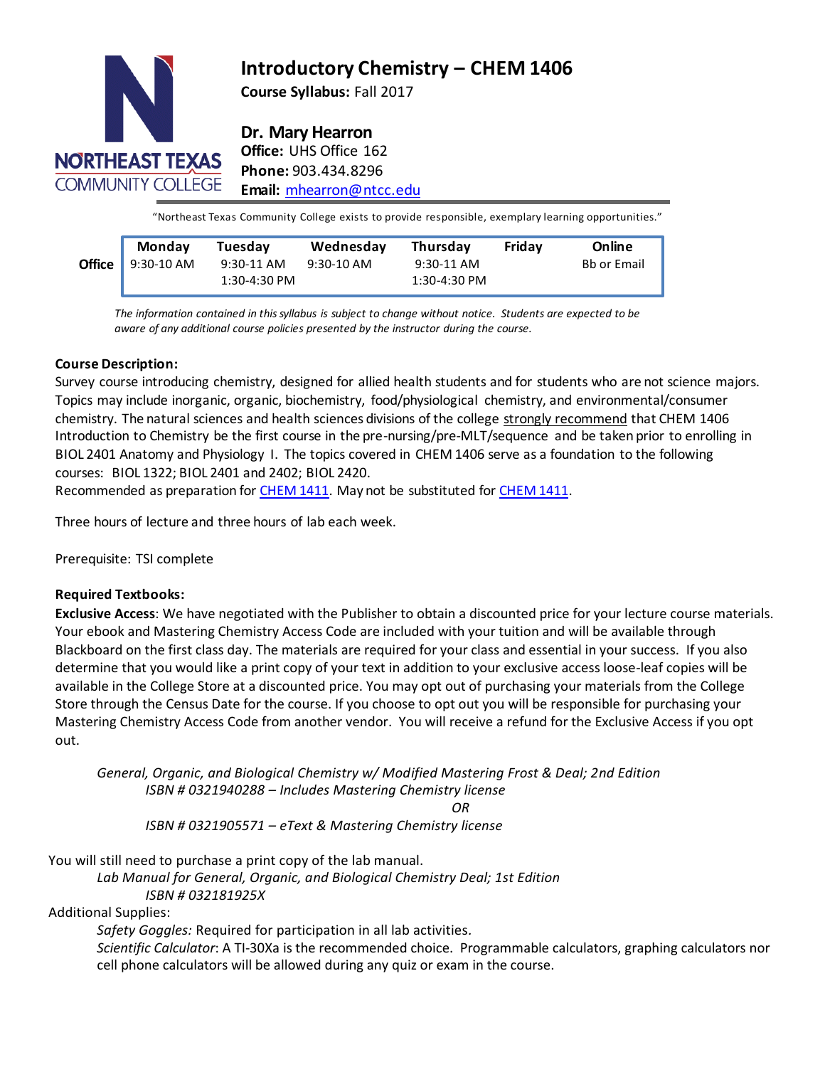# Introductory Chemistry – CHEM 1406

**Course Syllabus:** Fall 2017

NORTHEAST TEXAS COMMUNITY COLLEGE

## Dr. Mary Hearron

**Office:** UHS Office 162
**Phone:** 903.434.8296
**Email:** mhearron@ntcc.edu

"Northeast Texas Community College exists to provide responsible, exemplary learning opportunities."

| | Monday | Tuesday | Wednesday | Thursday | Friday | Online |
|---|---|---|---|---|---|---|
| **Office** | 9:30-10 AM | 9:30-11 AM<br>1:30-4:30 PM | 9:30-10 AM | 9:30-11 AM<br>1:30-4:30 PM | | Bb or Email |

*The information contained in this syllabus is subject to change without notice. Students are expected to be aware of any additional course policies presented by the instructor during the course.*

**Course Description:**
Survey course introducing chemistry, designed for allied health students and for students who are not science majors. Topics may include inorganic, organic, biochemistry, food/physiological chemistry, and environmental/consumer chemistry. The natural sciences and health sciences divisions of the college strongly recommend that CHEM 1406 Introduction to Chemistry be the first course in the pre-nursing/pre-MLT/sequence and be taken prior to enrolling in BIOL 2401 Anatomy and Physiology I. The topics covered in CHEM 1406 serve as a foundation to the following courses: BIOL 1322; BIOL 2401 and 2402; BIOL 2420.
Recommended as preparation for CHEM 1411. May not be substituted for CHEM 1411.

Three hours of lecture and three hours of lab each week.

Prerequisite: TSI complete

**Required Textbooks:**
**Exclusive Access**: We have negotiated with the Publisher to obtain a discounted price for your lecture course materials. Your ebook and Mastering Chemistry Access Code are included with your tuition and will be available through Blackboard on the first class day. The materials are required for your class and essential in your success. If you also determine that you would like a print copy of your text in addition to your exclusive access loose-leaf copies will be available in the College Store at a discounted price. You may opt out of purchasing your materials from the College Store through the Census Date for the course. If you choose to opt out you will be responsible for purchasing your Mastering Chemistry Access Code from another vendor. You will receive a refund for the Exclusive Access if you opt out.

*General, Organic, and Biological Chemistry w/ Modified Mastering Frost & Deal; 2nd Edition*
*ISBN # 0321940288 – Includes Mastering Chemistry license*
*OR*
*ISBN # 0321905571 – eText & Mastering Chemistry license*

You will still need to purchase a print copy of the lab manual.
*Lab Manual for General, Organic, and Biological Chemistry Deal; 1st Edition*
*ISBN # 032181925X*

Additional Supplies:
*Safety Goggles:* Required for participation in all lab activities.
*Scientific Calculator*: A TI-30Xa is the recommended choice. Programmable calculators, graphing calculators nor cell phone calculators will be allowed during any quiz or exam in the course.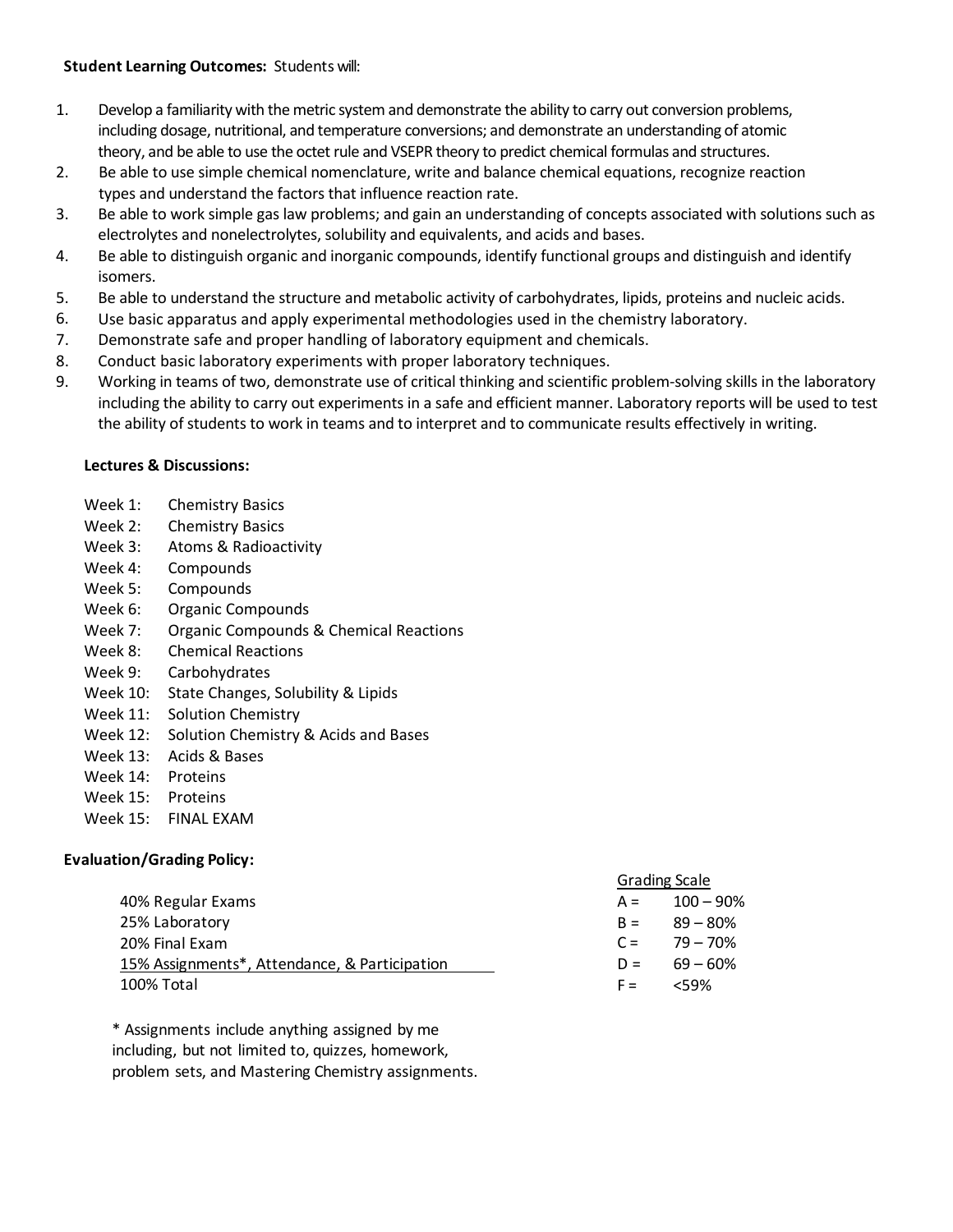**Student Learning Outcomes:** Students will:

1. Develop a familiarity with the metric system and demonstrate the ability to carry out conversion problems, including dosage, nutritional, and temperature conversions; and demonstrate an understanding of atomic theory, and be able to use the octet rule and VSEPR theory to predict chemical formulas and structures.
2. Be able to use simple chemical nomenclature, write and balance chemical equations, recognize reaction types and understand the factors that influence reaction rate.
3. Be able to work simple gas law problems; and gain an understanding of concepts associated with solutions such as electrolytes and nonelectrolytes, solubility and equivalents, and acids and bases.
4. Be able to distinguish organic and inorganic compounds, identify functional groups and distinguish and identify isomers.
5. Be able to understand the structure and metabolic activity of carbohydrates, lipids, proteins and nucleic acids.
6. Use basic apparatus and apply experimental methodologies used in the chemistry laboratory.
7. Demonstrate safe and proper handling of laboratory equipment and chemicals.
8. Conduct basic laboratory experiments with proper laboratory techniques.
9. Working in teams of two, demonstrate use of critical thinking and scientific problem-solving skills in the laboratory including the ability to carry out experiments in a safe and efficient manner. Laboratory reports will be used to test the ability of students to work in teams and to interpret and to communicate results effectively in writing.

**Lectures & Discussions:**

- Week 1: Chemistry Basics
- Week 2: Chemistry Basics
- Week 3: Atoms & Radioactivity
- Week 4: Compounds
- Week 5: Compounds
- Week 6: Organic Compounds
- Week 7: Organic Compounds & Chemical Reactions
- Week 8: Chemical Reactions
- Week 9: Carbohydrates
- Week 10: State Changes, Solubility & Lipids
- Week 11: Solution Chemistry
- Week 12: Solution Chemistry & Acids and Bases
- Week 13: Acids & Bases
- Week 14: Proteins
- Week 15: Proteins
- Week 15: FINAL EXAM

**Evaluation/Grading Policy:**

40% Regular Exams
25% Laboratory
20% Final Exam
15% Assignments*, Attendance, & Participation
100% Total

* Assignments include anything assigned by me including, but not limited to, quizzes, homework, problem sets, and Mastering Chemistry assignments.

Grading Scale

| Grade | Range |
|---|---|
| A = | 100 – 90% |
| B = | 89 – 80% |
| C = | 79 – 70% |
| D = | 69 – 60% |
| F = | <59% |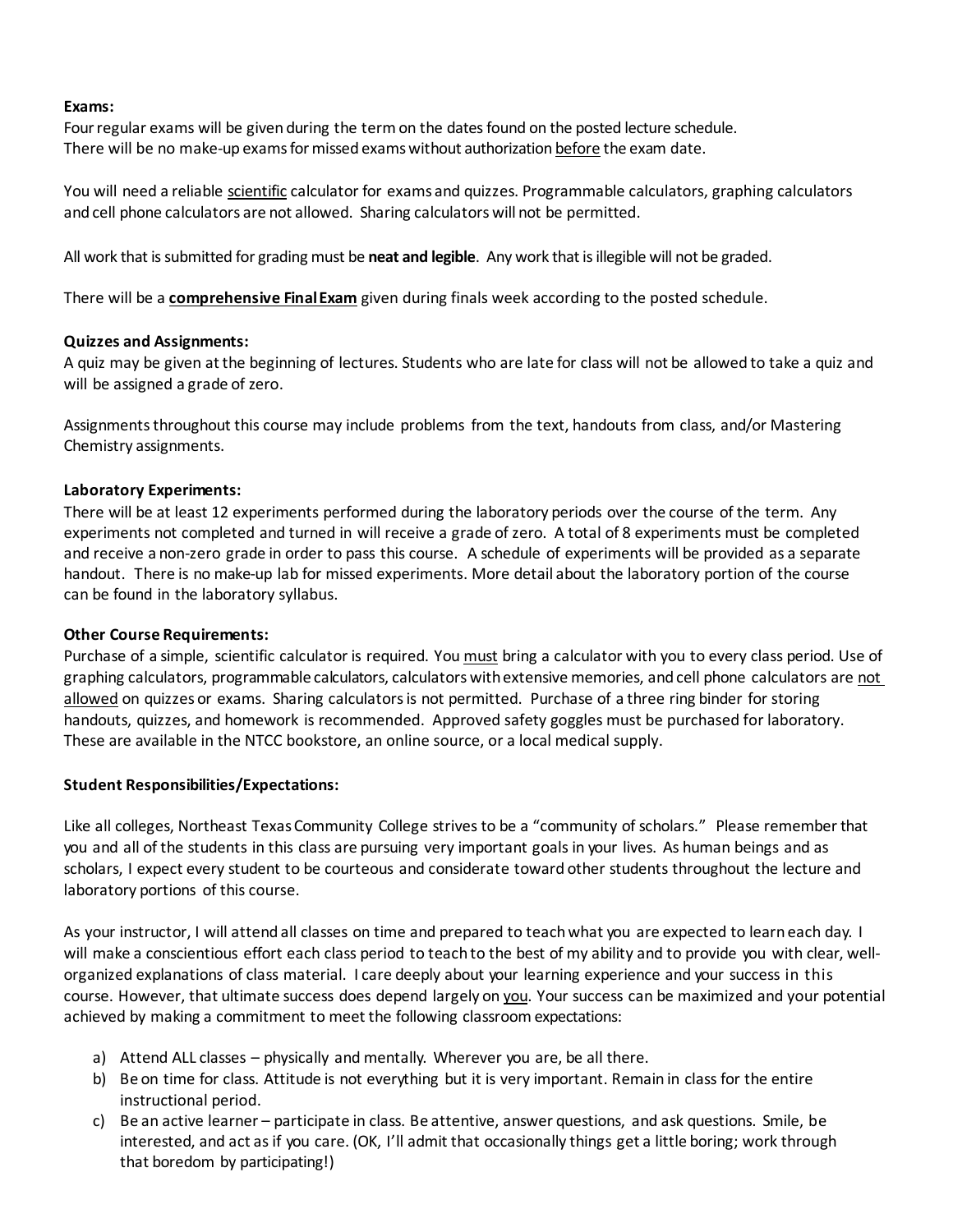**Exams:**
Four regular exams will be given during the term on the dates found on the posted lecture schedule.
There will be no make-up exams for missed exams without authorization <u>before</u> the exam date.

You will need a reliable <u>scientific</u> calculator for exams and quizzes. Programmable calculators, graphing calculators and cell phone calculators are not allowed. Sharing calculators will not be permitted.

All work that is submitted for grading must be **neat and legible**. Any work that is illegible will not be graded.

There will be a **<u>comprehensive Final Exam</u>** given during finals week according to the posted schedule.

**Quizzes and Assignments:**
A quiz may be given at the beginning of lectures. Students who are late for class will not be allowed to take a quiz and will be assigned a grade of zero.

Assignments throughout this course may include problems from the text, handouts from class, and/or Mastering Chemistry assignments.

**Laboratory Experiments:**
There will be at least 12 experiments performed during the laboratory periods over the course of the term. Any experiments not completed and turned in will receive a grade of zero. A total of 8 experiments must be completed and receive a non-zero grade in order to pass this course. A schedule of experiments will be provided as a separate handout. There is no make-up lab for missed experiments. More detail about the laboratory portion of the course can be found in the laboratory syllabus.

**Other Course Requirements:**
Purchase of a simple, scientific calculator is required. You <u>must</u> bring a calculator with you to every class period. Use of graphing calculators, programmable calculators, calculators with extensive memories, and cell phone calculators are <u>not allowed</u> on quizzes or exams. Sharing calculators is not permitted. Purchase of a three ring binder for storing handouts, quizzes, and homework is recommended. Approved safety goggles must be purchased for laboratory. These are available in the NTCC bookstore, an online source, or a local medical supply.

**Student Responsibilities/Expectations:**

Like all colleges, Northeast Texas Community College strives to be a "community of scholars." Please remember that you and all of the students in this class are pursuing very important goals in your lives. As human beings and as scholars, I expect every student to be courteous and considerate toward other students throughout the lecture and laboratory portions of this course.

As your instructor, I will attend all classes on time and prepared to teach what you are expected to learn each day. I will make a conscientious effort each class period to teach to the best of my ability and to provide you with clear, well-organized explanations of class material. I care deeply about your learning experience and your success in this course. However, that ultimate success does depend largely on <u>you</u>. Your success can be maximized and your potential achieved by making a commitment to meet the following classroom expectations:

a) Attend ALL classes – physically and mentally. Wherever you are, be all there.
b) Be on time for class. Attitude is not everything but it is very important. Remain in class for the entire instructional period.
c) Be an active learner – participate in class. Be attentive, answer questions, and ask questions. Smile, be interested, and act as if you care. (OK, I'll admit that occasionally things get a little boring; work through that boredom by participating!)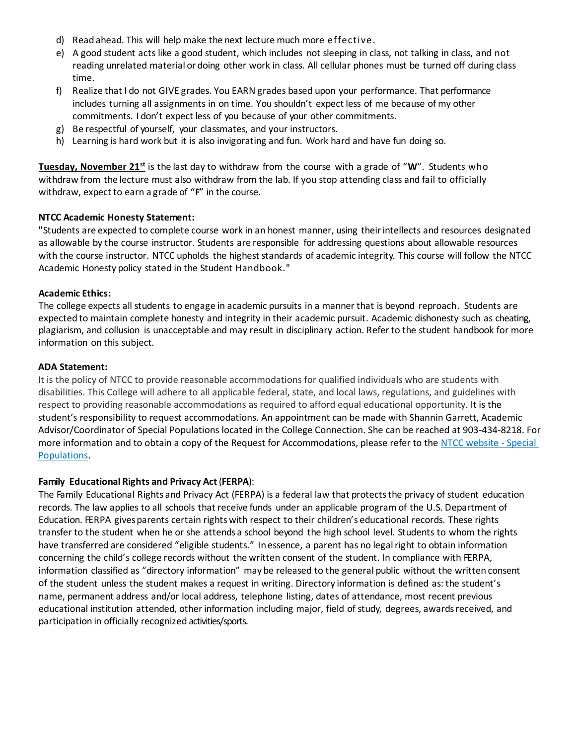d) Read ahead. This will help make the next lecture much more effective.
e) A good student acts like a good student, which includes not sleeping in class, not talking in class, and not reading unrelated material or doing other work in class. All cellular phones must be turned off during class time.
f) Realize that I do not GIVE grades. You EARN grades based upon your performance. That performance includes turning all assignments in on time. You shouldn't expect less of me because of my other commitments. I don't expect less of you because of your other commitments.
g) Be respectful of yourself, your classmates, and your instructors.
h) Learning is hard work but it is also invigorating and fun. Work hard and have fun doing so.

**Tuesday, November 21st** is the last day to withdraw from the course with a grade of "**W**". Students who withdraw from the lecture must also withdraw from the lab. If you stop attending class and fail to officially withdraw, expect to earn a grade of "**F**" in the course.

**NTCC Academic Honesty Statement:**
"Students are expected to complete course work in an honest manner, using their intellects and resources designated as allowable by the course instructor. Students are responsible for addressing questions about allowable resources with the course instructor. NTCC upholds the highest standards of academic integrity. This course will follow the NTCC Academic Honesty policy stated in the Student Handbook."

**Academic Ethics:**
The college expects all students to engage in academic pursuits in a manner that is beyond reproach. Students are expected to maintain complete honesty and integrity in their academic pursuit. Academic dishonesty such as cheating, plagiarism, and collusion is unacceptable and may result in disciplinary action. Refer to the student handbook for more information on this subject.

**ADA Statement:**
It is the policy of NTCC to provide reasonable accommodations for qualified individuals who are students with disabilities. This College will adhere to all applicable federal, state, and local laws, regulations, and guidelines with respect to providing reasonable accommodations as required to afford equal educational opportunity. It is the student's responsibility to request accommodations. An appointment can be made with Shannin Garrett, Academic Advisor/Coordinator of Special Populations located in the College Connection. She can be reached at 903-434-8218. For more information and to obtain a copy of the Request for Accommodations, please refer to the NTCC website - Special Populations.

**Family Educational Rights and Privacy Act (FERPA)**:
The Family Educational Rights and Privacy Act (FERPA) is a federal law that protects the privacy of student education records. The law applies to all schools that receive funds under an applicable program of the U.S. Department of Education. FERPA gives parents certain rights with respect to their children's educational records. These rights transfer to the student when he or she attends a school beyond the high school level. Students to whom the rights have transferred are considered "eligible students." In essence, a parent has no legal right to obtain information concerning the child's college records without the written consent of the student. In compliance with FERPA, information classified as "directory information" may be released to the general public without the written consent of the student unless the student makes a request in writing. Directory information is defined as: the student's name, permanent address and/or local address, telephone listing, dates of attendance, most recent previous educational institution attended, other information including major, field of study, degrees, awards received, and participation in officially recognized activities/sports.